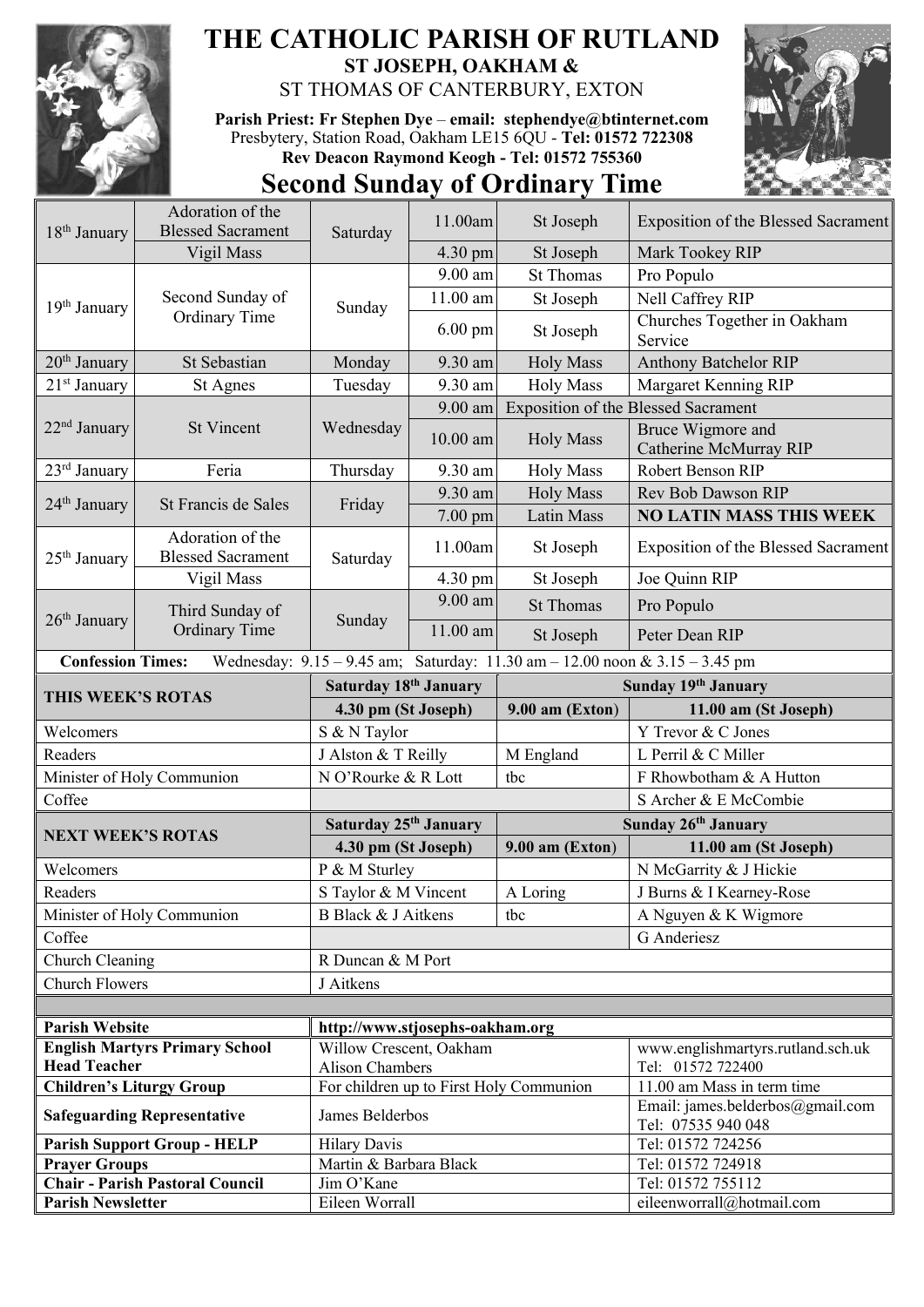# THE CATHOLIC PARISH OF RUTLAND

## ST JOSEPH, OAKHAM &

ST THOMAS OF CANTERBURY, EXTON

**Parish Priest: Fr Stephen Dye – email: stephendye@btinternet.com**
Presbytery, Station Road, Oakham LE15 6QU - **Tel: 01572 722308**
**Rev Deacon Raymond Keogh - Tel: 01572 755360**

# Second Sunday of Ordinary Time

| Date | Feast | Day | Time | Place | Intention |
|---|---|---|---|---|---|
| 18th January | Adoration of the Blessed Sacrament | Saturday | 11.00am | St Joseph | Exposition of the Blessed Sacrament |
| | Vigil Mass | | 4.30 pm | St Joseph | Mark Tookey RIP |
| 19th January | Second Sunday of Ordinary Time | Sunday | 9.00 am | St Thomas | Pro Populo |
| | | | 11.00 am | St Joseph | Nell Caffrey RIP |
| | | | 6.00 pm | St Joseph | Churches Together in Oakham Service |
| 20th January | St Sebastian | Monday | 9.30 am | Holy Mass | Anthony Batchelor RIP |
| 21st January | St Agnes | Tuesday | 9.30 am | Holy Mass | Margaret Kenning RIP |
| 22nd January | St Vincent | Wednesday | 9.00 am | Exposition of the Blessed Sacrament | |
| | | | 10.00 am | Holy Mass | Bruce Wigmore and Catherine McMurray RIP |
| 23rd January | Feria | Thursday | 9.30 am | Holy Mass | Robert Benson RIP |
| 24th January | St Francis de Sales | Friday | 9.30 am | Holy Mass | Rev Bob Dawson RIP |
| | | | 7.00 pm | Latin Mass | **NO LATIN MASS THIS WEEK** |
| 25th January | Adoration of the Blessed Sacrament | Saturday | 11.00am | St Joseph | Exposition of the Blessed Sacrament |
| | Vigil Mass | | 4.30 pm | St Joseph | Joe Quinn RIP |
| 26th January | Third Sunday of Ordinary Time | Sunday | 9.00 am | St Thomas | Pro Populo |
| | | | 11.00 am | St Joseph | Peter Dean RIP |

**Confession Times:** Wednesday: 9.15 – 9.45 am; Saturday: 11.30 am – 12.00 noon & 3.15 – 3.45 pm

| **THIS WEEK'S ROTAS** | **Saturday 18th January** | **Sunday 19th January** | |
|---|---|---|---|
| | **4.30 pm (St Joseph)** | **9.00 am (Exton)** | **11.00 am (St Joseph)** |
| Welcomers | S & N Taylor | | Y Trevor & C Jones |
| Readers | J Alston & T Reilly | M England | L Perril & C Miller |
| Minister of Holy Communion | N O'Rourke & R Lott | tbc | F Rhowbotham & A Hutton |
| Coffee | | | S Archer & E McCombie |

| **NEXT WEEK'S ROTAS** | **Saturday 25th January** | **Sunday 26th January** | |
|---|---|---|---|
| | **4.30 pm (St Joseph)** | **9.00 am (Exton)** | **11.00 am (St Joseph)** |
| Welcomers | P & M Sturley | | N McGarrity & J Hickie |
| Readers | S Taylor & M Vincent | A Loring | J Burns & I Kearney-Rose |
| Minister of Holy Communion | B Black & J Aitkens | tbc | A Nguyen & K Wigmore |
| Coffee | | | G Anderiesz |
| Church Cleaning | R Duncan & M Port | | |
| Church Flowers | J Aitkens | | |

| | | |
|---|---|---|
| **Parish Website** | **http://www.stjosephs-oakham.org** | |
| **English Martyrs Primary School Head Teacher** | Willow Crescent, Oakham Alison Chambers | www.englishmartyrs.rutland.sch.uk Tel: 01572 722400 |
| **Children's Liturgy Group** | For children up to First Holy Communion | 11.00 am Mass in term time |
| **Safeguarding Representative** | James Belderbos | Email: james.belderbos@gmail.com Tel: 07535 940 048 |
| **Parish Support Group - HELP** | Hilary Davis | Tel: 01572 724256 |
| **Prayer Groups** | Martin & Barbara Black | Tel: 01572 724918 |
| **Chair - Parish Pastoral Council** | Jim O'Kane | Tel: 01572 755112 |
| **Parish Newsletter** | Eileen Worrall | eileenworrall@hotmail.com |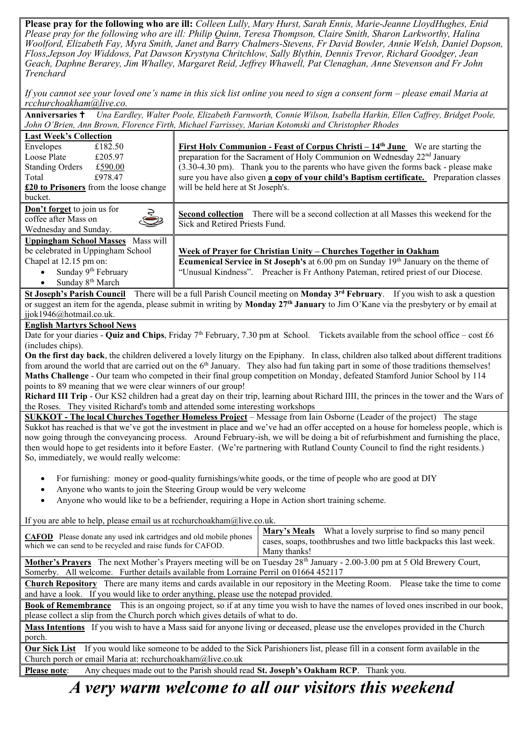**Please pray for the following who are ill:** *Colleen Lully, Mary Hurst, Sarah Ennis, Marie-Jeanne LloydHughes, Enid Please pray for the following who are ill: Philip Quinn, Teresa Thompson, Claire Smith, Sharon Larkworthy, Halina Woolford, Elizabeth Fay, Myra Smith, Janet and Barry Chalmers-Stevens, Fr David Bowler, Annie Welsh, Daniel Dopson, Floss,Jepson Joy Widdows, Pat Dawson Krystyna Chritchlow, Sally Blythin, Dennis Trevor, Richard Goodger, Jean Geach, Daphne Berarey, Jim Whalley, Margaret Reid, Jeffrey Whawell, Pat Clenaghan, Anne Stevenson and Fr John Trenchard*

*If you cannot see your loved one's name in this sick list online you need to sign a consent form – please email Maria at rcchurchoakham@live.co.*

**Anniversaries ✝** *Una Eardley, Walter Poole, Elizabeth Farnworth, Connie Wilson, Isabella Harkin, Ellen Caffrey, Bridget Poole, John O'Brien, Ann Brown, Florence Firth, Michael Farrissey, Marian Kotomski and Christopher Rhodes*

**Last Week's Collection**

| | |
|---|---|
| Envelopes | £182.50 |
| Loose Plate | £205.97 |
| Standing Orders | £590.00 |
| Total | £978.47 |

**£20 to Prisoners** from the loose change bucket.

**First Holy Communion - Feast of Corpus Christi – 14th June** We are starting the preparation for the Sacrament of Holy Communion on Wednesday 22nd January (3.30-4.30 pm). Thank you to the parents who have given the forms back - please make sure you have also given **a copy of your child's Baptism certificate.** Preparation classes will be held here at St Joseph's.

**Don't forget** to join us for coffee after Mass on Wednesday and Sunday.

**Second collection** There will be a second collection at all Masses this weekend for the Sick and Retired Priests Fund.

**Uppingham School Masses** Mass will be celebrated in Uppingham School Chapel at 12.15 pm on:

- Sunday 9th February
- Sunday 8th March

**Week of Prayer for Christian Unity – Churches Together in Oakham**
**Ecumenical Service in St Joseph's** at 6.00 pm on Sunday 19th January on the theme of "Unusual Kindness". Preacher is Fr Anthony Pateman, retired priest of our Diocese.

**St Joseph's Parish Council** There will be a full Parish Council meeting on **Monday 3rd February**. If you wish to ask a question or suggest an item for the agenda, please submit in writing by **Monday 27th January** to Jim O'Kane via the presbytery or by email at jjok1946@hotmail.co.uk.

**English Martyrs School News**

Date for your diaries - **Quiz and Chips**, Friday 7th February, 7.30 pm at School. Tickets available from the school office – cost £6 (includes chips).

**On the first day back**, the children delivered a lovely liturgy on the Epiphany. In class, children also talked about different traditions from around the world that are carried out on the 6th January. They also had fun taking part in some of those traditions themselves!

**Maths Challenge** - Our team who competed in their final group competition on Monday, defeated Stamford Junior School by 114 points to 89 meaning that we were clear winners of our group!

**Richard III Trip** - Our KS2 children had a great day on their trip, learning about Richard IIII, the princes in the tower and the Wars of the Roses. They visited Richard's tomb and attended some interesting workshops

**SUKKOT - The local Churches Together Homeless Project** – Message from Iain Osborne (Leader of the project) The stage Sukkot has reached is that we've got the investment in place and we've had an offer accepted on a house for homeless people, which is now going through the conveyancing process. Around February-ish, we will be doing a bit of refurbishment and furnishing the place, then would hope to get residents into it before Easter. (We're partnering with Rutland County Council to find the right residents.) So, immediately, we would really welcome:

- For furnishing: money or good-quality furnishings/white goods, or the time of people who are good at DIY
- Anyone who wants to join the Steering Group would be very welcome
- Anyone who would like to be a befriender, requiring a Hope in Action short training scheme.

If you are able to help, please email us at rcchurchoakham@live.co.uk.

**CAFOD** Please donate any used ink cartridges and old mobile phones which we can send to be recycled and raise funds for CAFOD.

**Mary's Meals** What a lovely surprise to find so many pencil cases, soaps, toothbrushes and two little backpacks this last week. Many thanks!

**Mother's Prayers** The next Mother's Prayers meeting will be on Tuesday 28th January - 2.00-3.00 pm at 5 Old Brewery Court, Somerby. All welcome. Further details available from Lorraine Perril on 01664 452117

**Church Repository** There are many items and cards available in our repository in the Meeting Room. Please take the time to come and have a look. If you would like to order anything, please use the notepad provided.

**Book of Remembrance** This is an ongoing project, so if at any time you wish to have the names of loved ones inscribed in our book, please collect a slip from the Church porch which gives details of what to do.

**Mass Intentions** If you wish to have a Mass said for anyone living or deceased, please use the envelopes provided in the Church porch.

**Our Sick List** If you would like someone to be added to the Sick Parishioners list, please fill in a consent form available in the Church porch or email Maria at: rcchurchoakham@live.co.uk

**Please note**: Any cheques made out to the Parish should read **St. Joseph's Oakham RCP**. Thank you.

# *A very warm welcome to all our visitors this weekend*